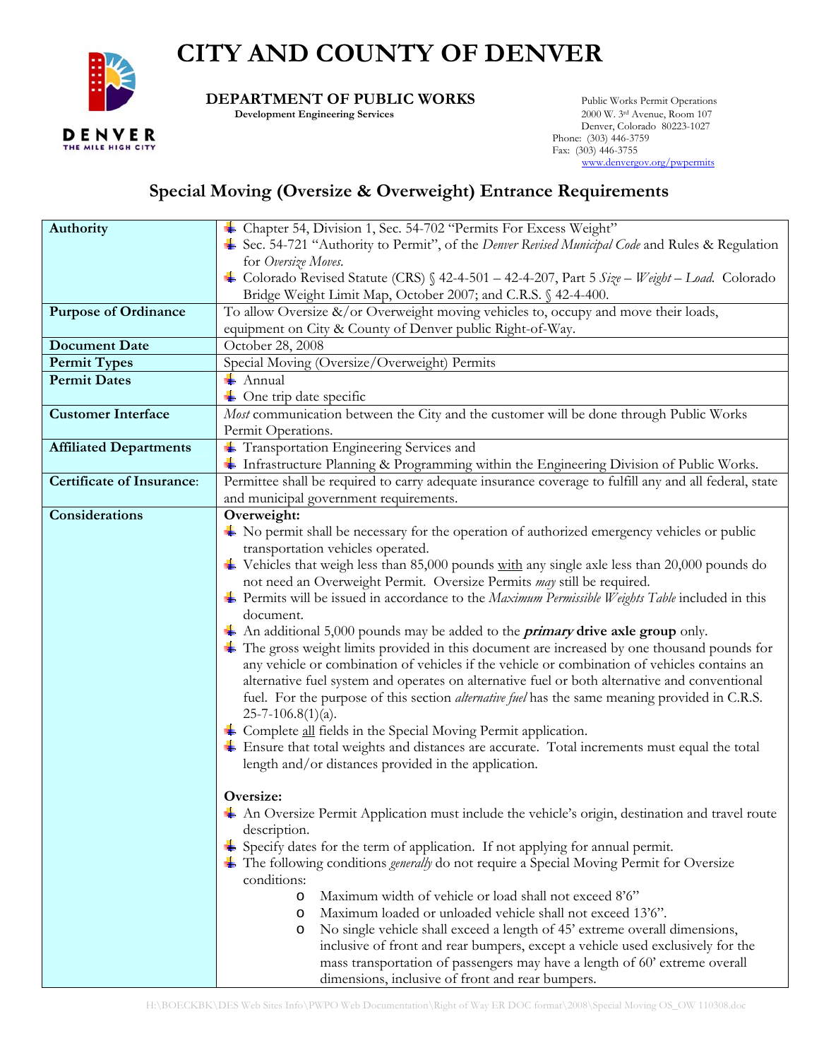# CITY AND COUNTY OF DENVER

**DEPARTMENT OF PUBLIC WORKS**
**Development Engineering Services**

Public Works Permit Operations
2000 W. 3rd Avenue, Room 107
Denver, Colorado 80223-1027
Phone: (303) 446-3759
Fax: (303) 446-3755
www.denvergov.org/pwpermits

## Special Moving (Oversize & Overweight) Entrance Requirements

| | |
|---|---|
| **Authority** | • Chapter 54, Division 1, Sec. 54-702 "Permits For Excess Weight"<br>• Sec. 54-721 "Authority to Permit", of the *Denver Revised Municipal Code* and Rules & Regulation for *Oversize Moves*.<br>• Colorado Revised Statute (CRS) § 42-4-501 – 42-4-207, Part 5 *Size – Weight – Load*. Colorado Bridge Weight Limit Map, October 2007; and C.R.S. § 42-4-400. |
| **Purpose of Ordinance** | To allow Oversize &/or Overweight moving vehicles to, occupy and move their loads, equipment on City & County of Denver public Right-of-Way. |
| **Document Date** | October 28, 2008 |
| **Permit Types** | Special Moving (Oversize/Overweight) Permits |
| **Permit Dates** | • Annual<br>• One trip date specific |
| **Customer Interface** | *Most* communication between the City and the customer will be done through Public Works Permit Operations. |
| **Affiliated Departments** | • Transportation Engineering Services and<br>• Infrastructure Planning & Programming within the Engineering Division of Public Works. |
| **Certificate of Insurance**: | Permittee shall be required to carry adequate insurance coverage to fulfill any and all federal, state and municipal government requirements. |
| **Considerations** | **Overweight:**<br>• No permit shall be necessary for the operation of authorized emergency vehicles or public transportation vehicles operated.<br>• Vehicles that weigh less than 85,000 pounds with any single axle less than 20,000 pounds do not need an Overweight Permit. Oversize Permits *may* still be required.<br>• Permits will be issued in accordance to the *Maximum Permissible Weights Table* included in this document.<br>• An additional 5,000 pounds may be added to the ***primary* drive axle group** only.<br>• The gross weight limits provided in this document are increased by one thousand pounds for any vehicle or combination of vehicles if the vehicle or combination of vehicles contains an alternative fuel system and operates on alternative fuel or both alternative and conventional fuel. For the purpose of this section *alternative fuel* has the same meaning provided in C.R.S. 25-7-106.8(1)(a).<br>• Complete all fields in the Special Moving Permit application.<br>• Ensure that total weights and distances are accurate. Total increments must equal the total length and/or distances provided in the application.<br><br>**Oversize:**<br>• An Oversize Permit Application must include the vehicle's origin, destination and travel route description.<br>• Specify dates for the term of application. If not applying for annual permit.<br>• The following conditions *generally* do not require a Special Moving Permit for Oversize conditions:<br>&nbsp;&nbsp;&nbsp;&nbsp;o Maximum width of vehicle or load shall not exceed 8'6"<br>&nbsp;&nbsp;&nbsp;&nbsp;o Maximum loaded or unloaded vehicle shall not exceed 13'6".<br>&nbsp;&nbsp;&nbsp;&nbsp;o No single vehicle shall exceed a length of 45' extreme overall dimensions, inclusive of front and rear bumpers, except a vehicle used exclusively for the mass transportation of passengers may have a length of 60' extreme overall dimensions, inclusive of front and rear bumpers. |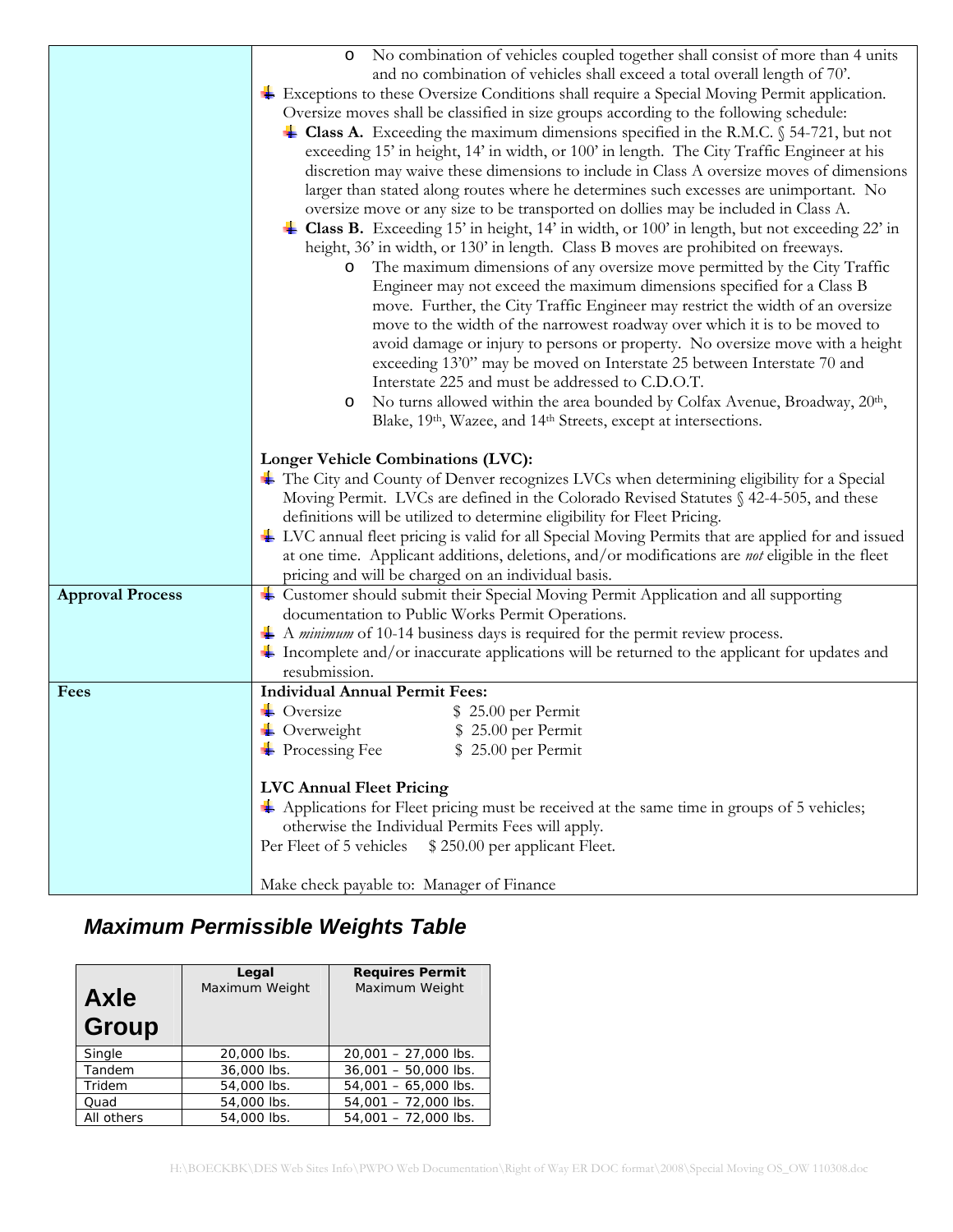| | |
|---|---|
| | o No combination of vehicles coupled together shall consist of more than 4 units and no combination of vehicles shall exceed a total overall length of 70'.<br>- Exceptions to these Oversize Conditions shall require a Special Moving Permit application. Oversize moves shall be classified in size groups according to the following schedule:<br>  - **Class A.** Exceeding the maximum dimensions specified in the R.M.C. § 54-721, but not exceeding 15' in height, 14' in width, or 100' in length. The City Traffic Engineer at his discretion may waive these dimensions to include in Class A oversize moves of dimensions larger than stated along routes where he determines such excesses are unimportant. No oversize move or any size to be transported on dollies may be included in Class A.<br>  - **Class B.** Exceeding 15' in height, 14' in width, or 100' in length, but not exceeding 22' in height, 36' in width, or 130' in length. Class B moves are prohibited on freeways.<br>    o The maximum dimensions of any oversize move permitted by the City Traffic Engineer may not exceed the maximum dimensions specified for a Class B move. Further, the City Traffic Engineer may restrict the width of an oversize move to the width of the narrowest roadway over which it is to be moved to avoid damage or injury to persons or property. No oversize move with a height exceeding 13'0" may be moved on Interstate 25 between Interstate 70 and Interstate 225 and must be addressed to C.D.O.T.<br>    o No turns allowed within the area bounded by Colfax Avenue, Broadway, 20th, Blake, 19th, Wazee, and 14th Streets, except at intersections.<br><br>**Longer Vehicle Combinations (LVC):**<br>- The City and County of Denver recognizes LVCs when determining eligibility for a Special Moving Permit. LVCs are defined in the Colorado Revised Statutes § 42-4-505, and these definitions will be utilized to determine eligibility for Fleet Pricing.<br>- LVC annual fleet pricing is valid for all Special Moving Permits that are applied for and issued at one time. Applicant additions, deletions, and/or modifications are *not* eligible in the fleet pricing and will be charged on an individual basis. |
| **Approval Process** | - Customer should submit their Special Moving Permit Application and all supporting documentation to Public Works Permit Operations.<br>- A *minimum* of 10-14 business days is required for the permit review process.<br>- Incomplete and/or inaccurate applications will be returned to the applicant for updates and resubmission. |
| **Fees** | **Individual Annual Permit Fees:**<br>- Oversize $ 25.00 per Permit<br>- Overweight $ 25.00 per Permit<br>- Processing Fee $ 25.00 per Permit<br><br>**LVC Annual Fleet Pricing**<br>- Applications for Fleet pricing must be received at the same time in groups of 5 vehicles; otherwise the Individual Permits Fees will apply.<br>Per Fleet of 5 vehicles $ 250.00 per applicant Fleet.<br><br>Make check payable to: Manager of Finance |

## *Maximum Permissible Weights Table*

| Axle Group | **Legal** Maximum Weight | **Requires Permit** Maximum Weight |
|---|---|---|
| Single | 20,000 lbs. | 20,001 – 27,000 lbs. |
| Tandem | 36,000 lbs. | 36,001 – 50,000 lbs. |
| Tridem | 54,000 lbs. | 54,001 – 65,000 lbs. |
| Quad | 54,000 lbs. | 54,001 – 72,000 lbs. |
| All others | 54,000 lbs. | 54,001 – 72,000 lbs. |